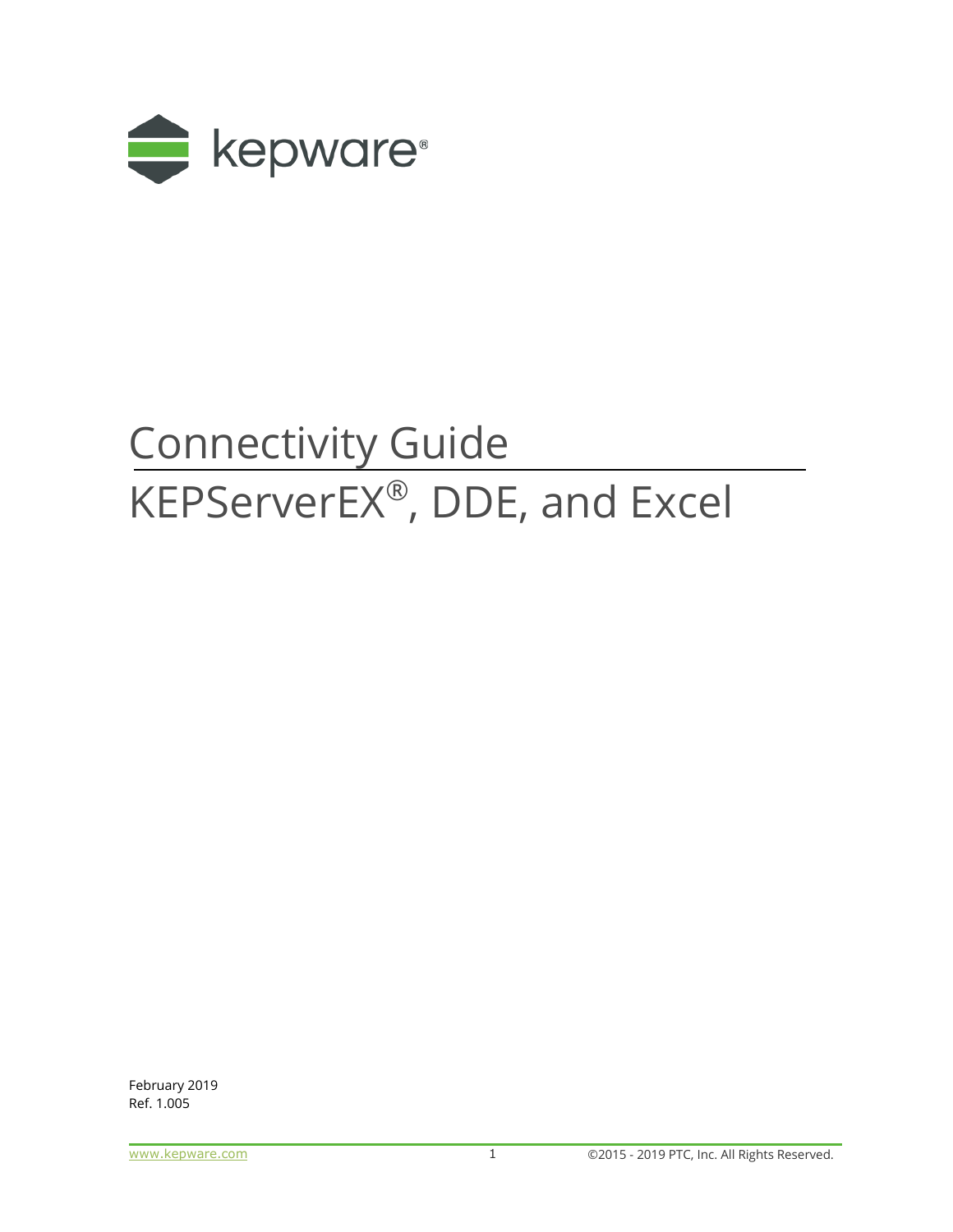kepware®

# Connectivity Guide

# KEPServerEX®, DDE, and Excel

February 2019
Ref. 1.005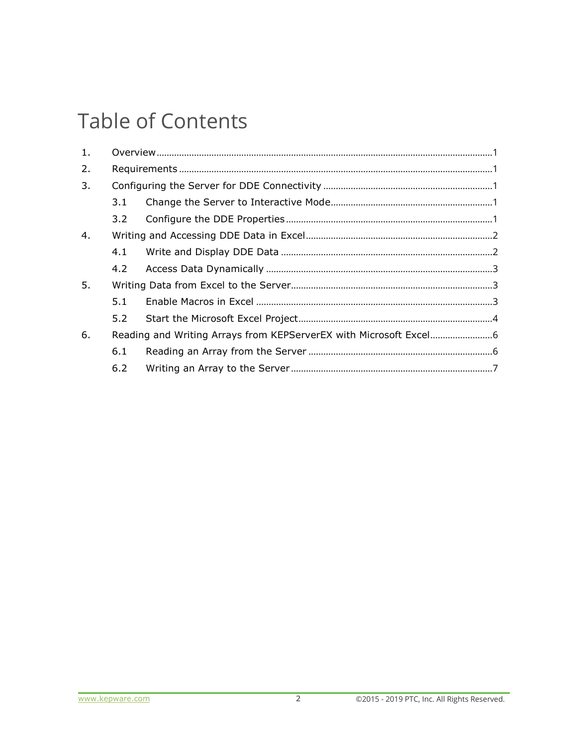# Table of Contents

1. Overview ..... 1
2. Requirements ..... 1
3. Configuring the Server for DDE Connectivity ..... 1
   - 3.1 Change the Server to Interactive Mode ..... 1
   - 3.2 Configure the DDE Properties ..... 1
4. Writing and Accessing DDE Data in Excel ..... 2
   - 4.1 Write and Display DDE Data ..... 2
   - 4.2 Access Data Dynamically ..... 3
5. Writing Data from Excel to the Server ..... 3
   - 5.1 Enable Macros in Excel ..... 3
   - 5.2 Start the Microsoft Excel Project ..... 4
6. Reading and Writing Arrays from KEPServerEX with Microsoft Excel ..... 6
   - 6.1 Reading an Array from the Server ..... 6
   - 6.2 Writing an Array to the Server ..... 7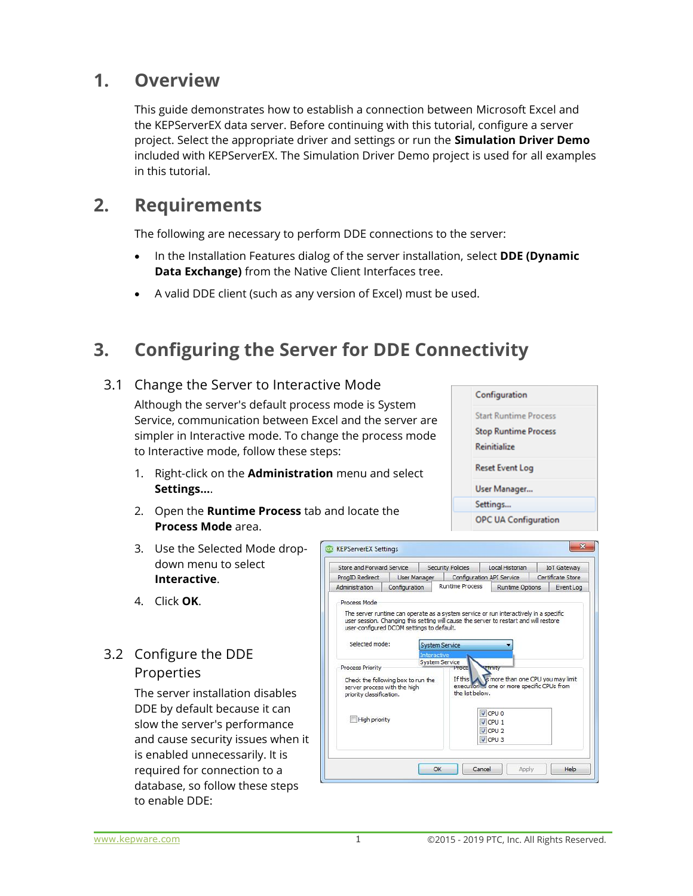# 1. Overview

This guide demonstrates how to establish a connection between Microsoft Excel and the KEPServerEX data server. Before continuing with this tutorial, configure a server project. Select the appropriate driver and settings or run the **Simulation Driver Demo** included with KEPServerEX. The Simulation Driver Demo project is used for all examples in this tutorial.

# 2. Requirements

The following are necessary to perform DDE connections to the server:

- In the Installation Features dialog of the server installation, select **DDE (Dynamic Data Exchange)** from the Native Client Interfaces tree.
- A valid DDE client (such as any version of Excel) must be used.

# 3. Configuring the Server for DDE Connectivity

## 3.1 Change the Server to Interactive Mode

Although the server's default process mode is System Service, communication between Excel and the server are simpler in Interactive mode. To change the process mode to Interactive mode, follow these steps:

1. Right-click on the **Administration** menu and select **Settings...**.
2. Open the **Runtime Process** tab and locate the **Process Mode** area.
3. Use the Selected Mode drop-down menu to select **Interactive**.
4. Click **OK**.

## 3.2 Configure the DDE Properties

The server installation disables DDE by default because it can slow the server's performance and cause security issues when it is enabled unnecessarily. It is required for connection to a database, so follow these steps to enable DDE: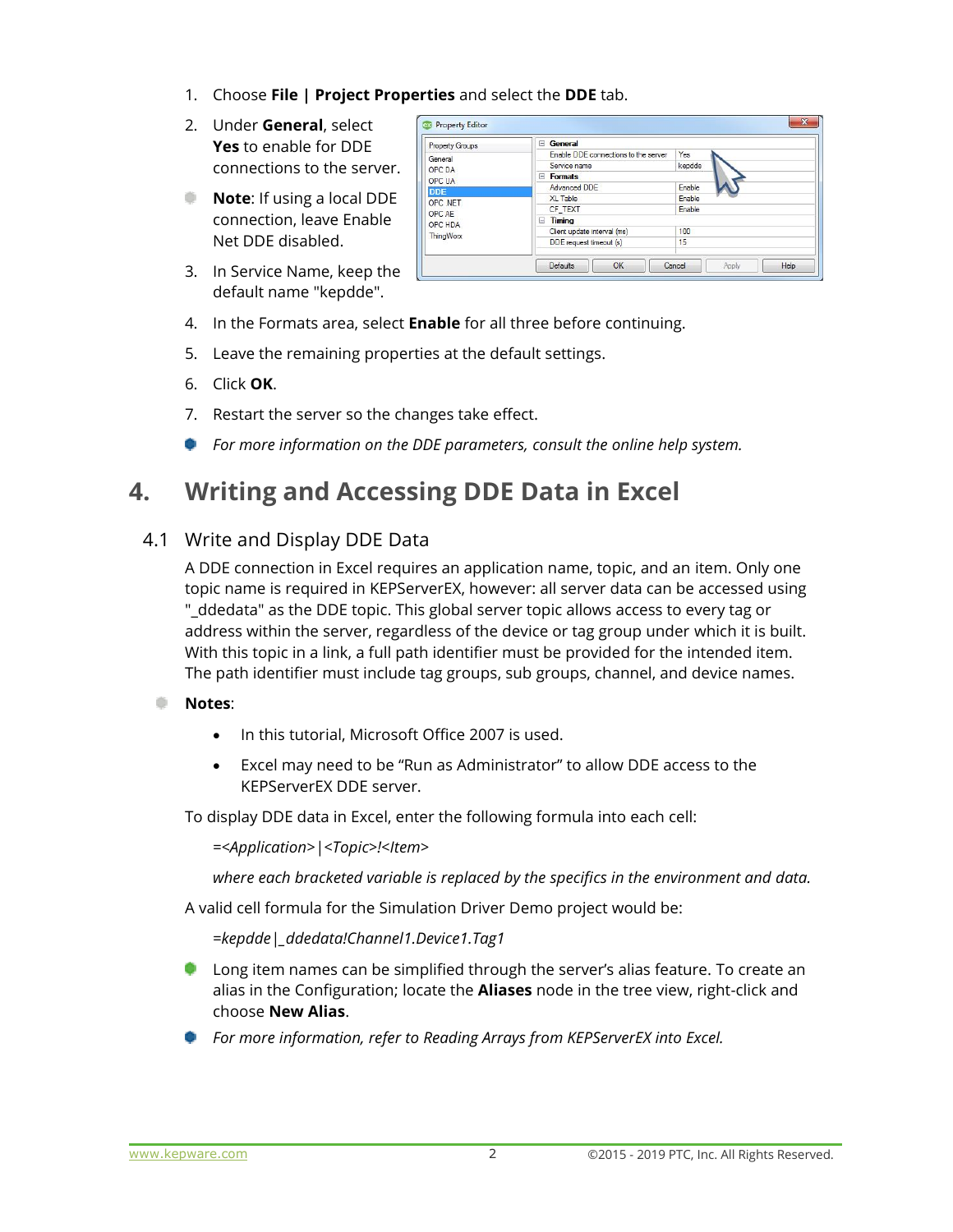1. Choose **File | Project Properties** and select the **DDE** tab.
2. Under **General**, select **Yes** to enable for DDE connections to the server.
   - **Note**: If using a local DDE connection, leave Enable Net DDE disabled.
3. In Service Name, keep the default name "kepdde".
4. In the Formats area, select **Enable** for all three before continuing.
5. Leave the remaining properties at the default settings.
6. Click **OK**.
7. Restart the server so the changes take effect.

- *For more information on the DDE parameters, consult the online help system.*

# 4. Writing and Accessing DDE Data in Excel

## 4.1 Write and Display DDE Data

A DDE connection in Excel requires an application name, topic, and an item. Only one topic name is required in KEPServerEX, however: all server data can be accessed using "_ddedata" as the DDE topic. This global server topic allows access to every tag or address within the server, regardless of the device or tag group under which it is built. With this topic in a link, a full path identifier must be provided for the intended item. The path identifier must include tag groups, sub groups, channel, and device names.

**Notes**:

- In this tutorial, Microsoft Office 2007 is used.
- Excel may need to be "Run as Administrator" to allow DDE access to the KEPServerEX DDE server.

To display DDE data in Excel, enter the following formula into each cell:

*=<Application>|<Topic>!<Item>*

*where each bracketed variable is replaced by the specifics in the environment and data.*

A valid cell formula for the Simulation Driver Demo project would be:

*=kepdde|_ddedata!Channel1.Device1.Tag1*

- Long item names can be simplified through the server's alias feature. To create an alias in the Configuration; locate the **Aliases** node in the tree view, right-click and choose **New Alias**.
- *For more information, refer to Reading Arrays from KEPServerEX into Excel.*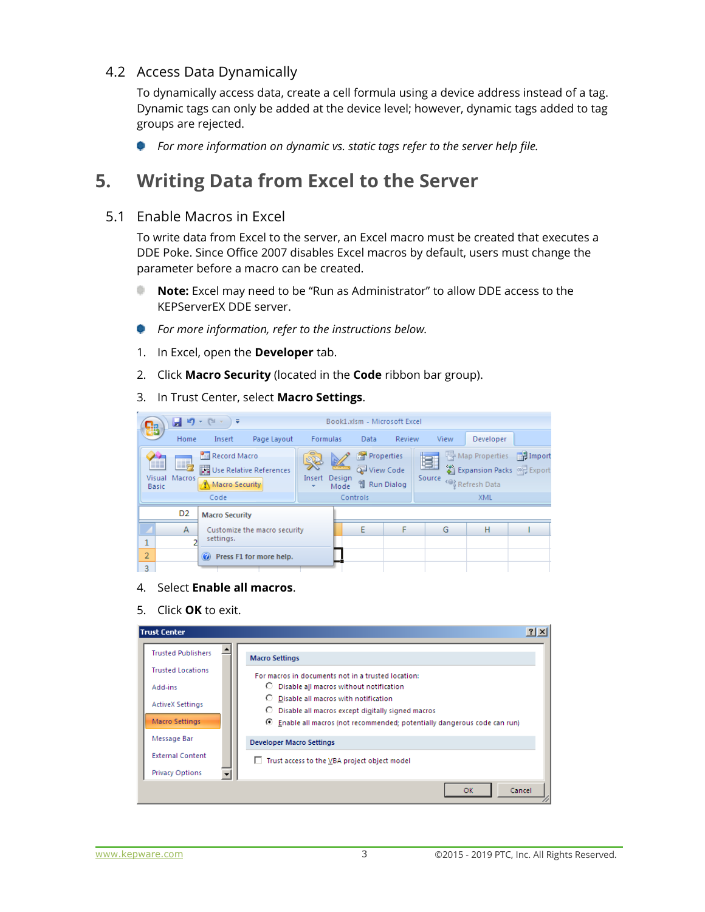### 4.2 Access Data Dynamically

To dynamically access data, create a cell formula using a device address instead of a tag. Dynamic tags can only be added at the device level; however, dynamic tags added to tag groups are rejected.

- *For more information on dynamic vs. static tags refer to the server help file.*

## 5. Writing Data from Excel to the Server

### 5.1 Enable Macros in Excel

To write data from Excel to the server, an Excel macro must be created that executes a DDE Poke. Since Office 2007 disables Excel macros by default, users must change the parameter before a macro can be created.

- **Note:** Excel may need to be "Run as Administrator" to allow DDE access to the KEPServerEX DDE server.
- *For more information, refer to the instructions below.*

1. In Excel, open the **Developer** tab.
2. Click **Macro Security** (located in the **Code** ribbon bar group).
3. In Trust Center, select **Macro Settings**.
4. Select **Enable all macros**.
5. Click **OK** to exit.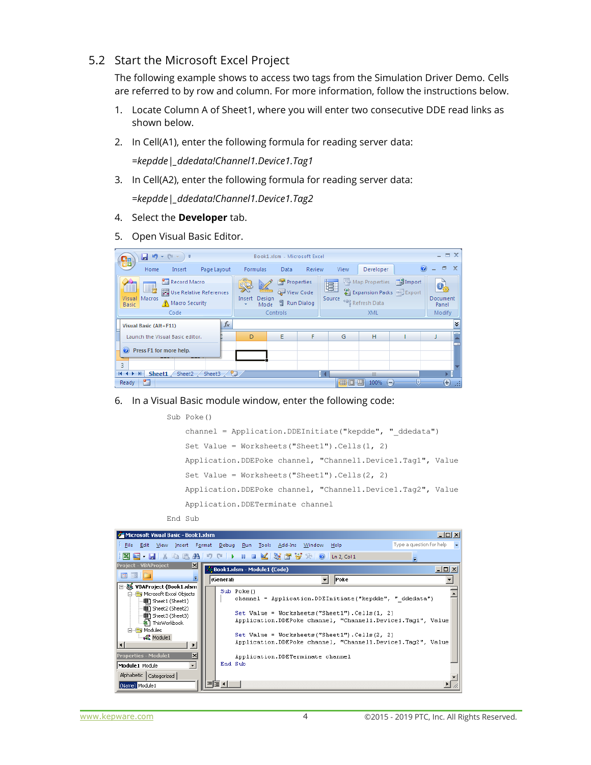## 5.2 Start the Microsoft Excel Project

The following example shows to access two tags from the Simulation Driver Demo. Cells are referred to by row and column. For more information, follow the instructions below.

1. Locate Column A of Sheet1, where you will enter two consecutive DDE read links as shown below.
2. In Cell(A1), enter the following formula for reading server data:

   *=kepdde|_ddedata!Channel1.Device1.Tag1*

3. In Cell(A2), enter the following formula for reading server data:

   *=kepdde|_ddedata!Channel1.Device1.Tag2*

4. Select the **Developer** tab.
5. Open Visual Basic Editor.
6. In a Visual Basic module window, enter the following code:

```
Sub Poke()

    channel = Application.DDEInitiate("kepdde", "_ddedata")

    Set Value = Worksheets("Sheet1").Cells(1, 2)

    Application.DDEPoke channel, "Channel1.Device1.Tag1", Value

    Set Value = Worksheets("Sheet1").Cells(2, 2)

    Application.DDEPoke channel, "Channel1.Device1.Tag2", Value

    Application.DDETerminate channel

End Sub
```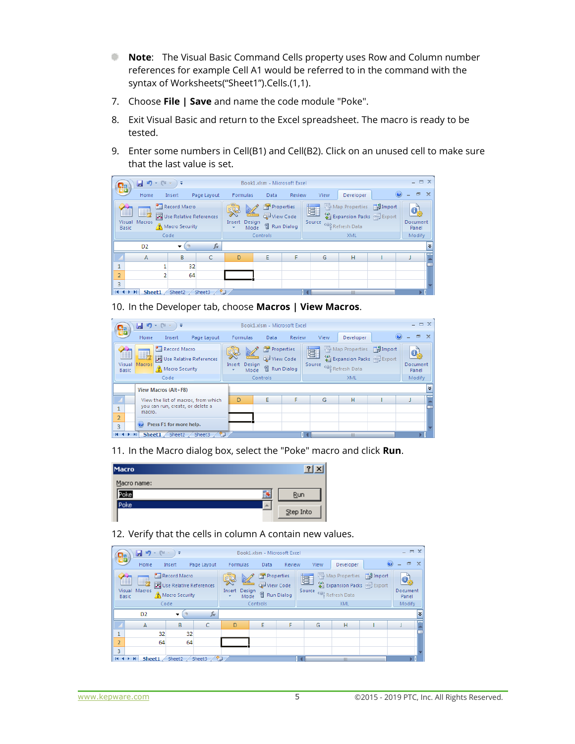- **Note**: The Visual Basic Command Cells property uses Row and Column number references for example Cell A1 would be referred to in the command with the syntax of Worksheets(“Sheet1”).Cells.(1,1).

7. Choose **File | Save** and name the code module "Poke".
8. Exit Visual Basic and return to the Excel spreadsheet. The macro is ready to be tested.
9. Enter some numbers in Cell(B1) and Cell(B2). Click on an unused cell to make sure that the last value is set.
10. In the Developer tab, choose **Macros | View Macros**.
11. In the Macro dialog box, select the "Poke" macro and click **Run**.
12. Verify that the cells in column A contain new values.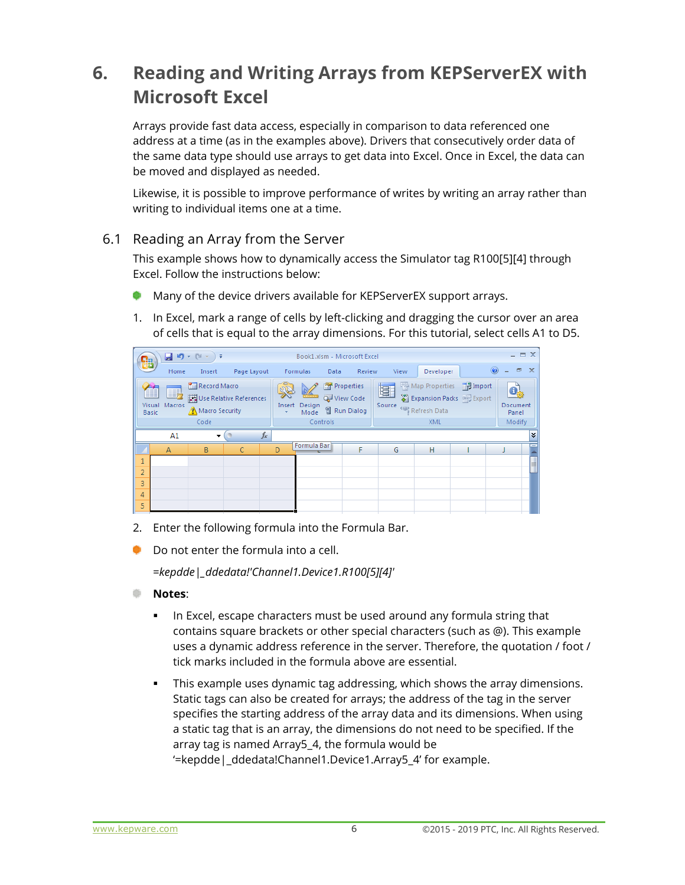# 6. Reading and Writing Arrays from KEPServerEX with Microsoft Excel

Arrays provide fast data access, especially in comparison to data referenced one address at a time (as in the examples above). Drivers that consecutively order data of the same data type should use arrays to get data into Excel. Once in Excel, the data can be moved and displayed as needed.

Likewise, it is possible to improve performance of writes by writing an array rather than writing to individual items one at a time.

## 6.1 Reading an Array from the Server

This example shows how to dynamically access the Simulator tag R100[5][4] through Excel. Follow the instructions below:

- Many of the device drivers available for KEPServerEX support arrays.

1. In Excel, mark a range of cells by left-clicking and dragging the cursor over an area of cells that is equal to the array dimensions. For this tutorial, select cells A1 to D5.

2. Enter the following formula into the Formula Bar.

- Do not enter the formula into a cell.

  *=kepdde|_ddedata!'Channel1.Device1.R100[5][4]'*

- **Notes**:
  - In Excel, escape characters must be used around any formula string that contains square brackets or other special characters (such as @). This example uses a dynamic address reference in the server. Therefore, the quotation / foot / tick marks included in the formula above are essential.
  - This example uses dynamic tag addressing, which shows the array dimensions. Static tags can also be created for arrays; the address of the tag in the server specifies the starting address of the array data and its dimensions. When using a static tag that is an array, the dimensions do not need to be specified. If the array tag is named Array5_4, the formula would be '=kepdde|_ddedata!Channel1.Device1.Array5_4' for example.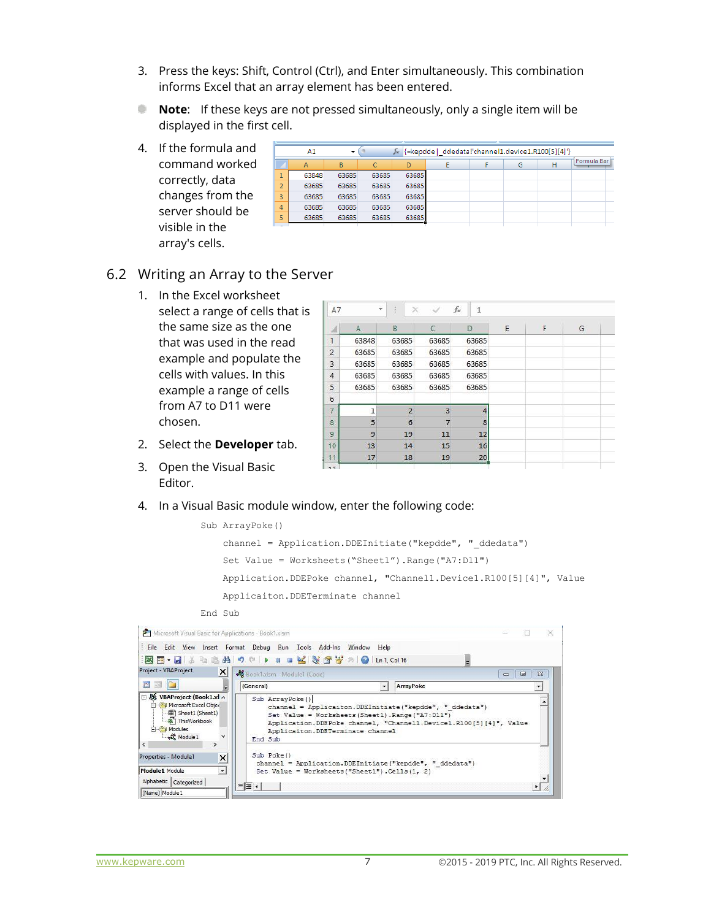3. Press the keys: Shift, Control (Ctrl), and Enter simultaneously. This combination informs Excel that an array element has been entered.

   **Note**: If these keys are not pressed simultaneously, only a single item will be displayed in the first cell.

4. If the formula and command worked correctly, data changes from the server should be visible in the array's cells.

## 6.2 Writing an Array to the Server

1. In the Excel worksheet select a range of cells that is the same size as the one that was used in the read example and populate the cells with values. In this example a range of cells from A7 to D11 were chosen.

2. Select the **Developer** tab.

3. Open the Visual Basic Editor.

4. In a Visual Basic module window, enter the following code:

```
Sub ArrayPoke()
    channel = Application.DDEInitiate("kepdde", "_ddedata")
    Set Value = Worksheets("Sheet1").Range("A7:D11")
    Application.DDEPoke channel, "Channel1.Device1.R100[5][4]", Value
    Applicaiton.DDETerminate channel
End Sub
```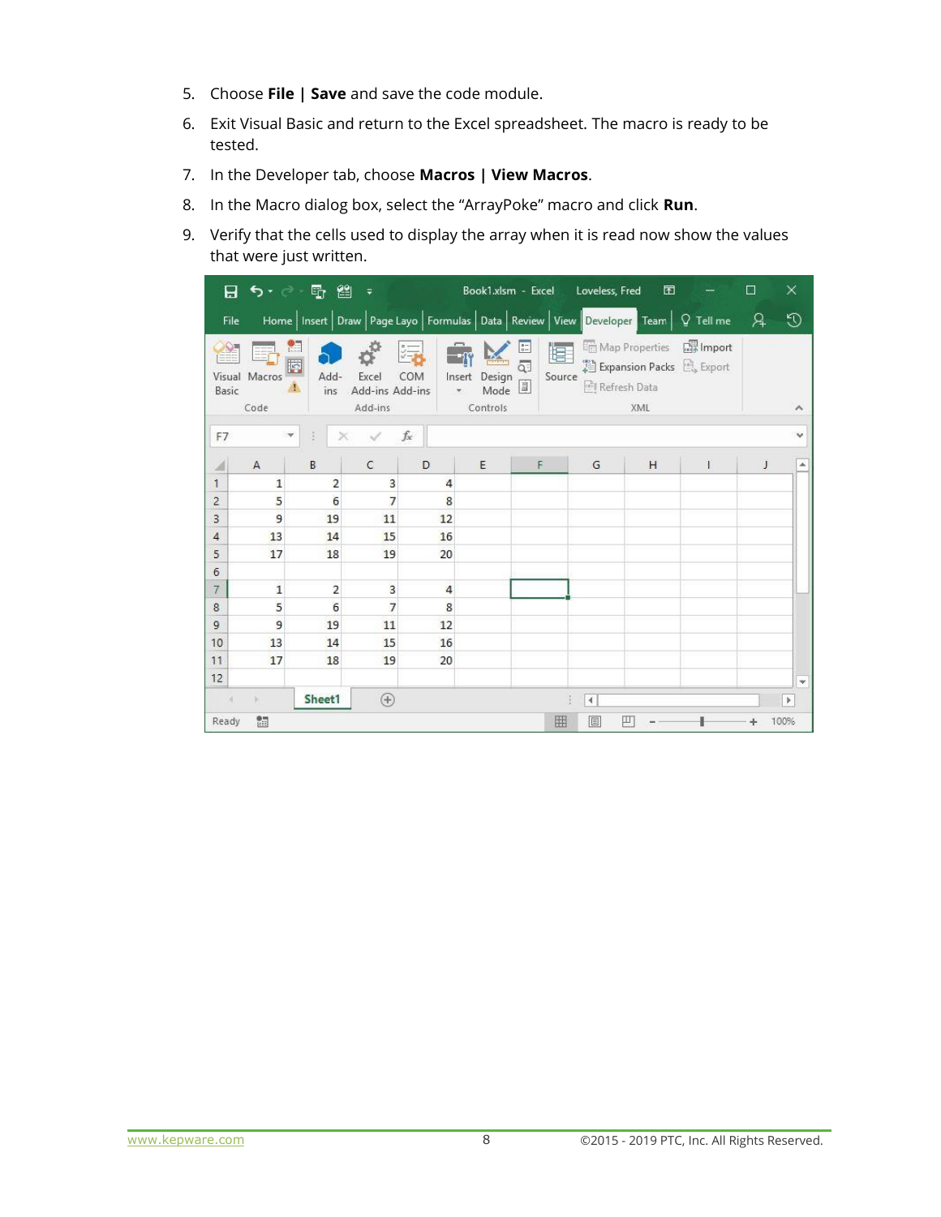5. Choose **File | Save** and save the code module.
6. Exit Visual Basic and return to the Excel spreadsheet. The macro is ready to be tested.
7. In the Developer tab, choose **Macros | View Macros**.
8. In the Macro dialog box, select the “ArrayPoke” macro and click **Run**.
9. Verify that the cells used to display the array when it is read now show the values that were just written.